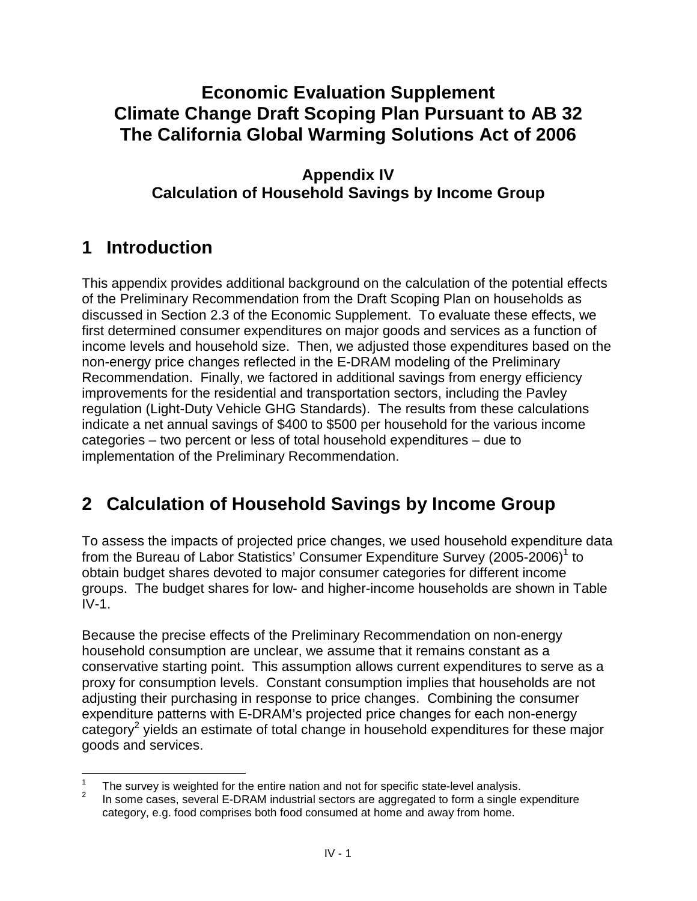# Economic Evaluation Supplement
# Climate Change Draft Scoping Plan Pursuant to AB 32
# The California Global Warming Solutions Act of 2006

### Appendix IV
### Calculation of Household Savings by Income Group

## 1 Introduction

This appendix provides additional background on the calculation of the potential effects of the Preliminary Recommendation from the Draft Scoping Plan on households as discussed in Section 2.3 of the Economic Supplement. To evaluate these effects, we first determined consumer expenditures on major goods and services as a function of income levels and household size. Then, we adjusted those expenditures based on the non-energy price changes reflected in the E-DRAM modeling of the Preliminary Recommendation. Finally, we factored in additional savings from energy efficiency improvements for the residential and transportation sectors, including the Pavley regulation (Light-Duty Vehicle GHG Standards). The results from these calculations indicate a net annual savings of $400 to $500 per household for the various income categories – two percent or less of total household expenditures – due to implementation of the Preliminary Recommendation.

## 2 Calculation of Household Savings by Income Group

To assess the impacts of projected price changes, we used household expenditure data from the Bureau of Labor Statistics' Consumer Expenditure Survey (2005-2006)[1] to obtain budget shares devoted to major consumer categories for different income groups. The budget shares for low- and higher-income households are shown in Table IV-1.

Because the precise effects of the Preliminary Recommendation on non-energy household consumption are unclear, we assume that it remains constant as a conservative starting point. This assumption allows current expenditures to serve as a proxy for consumption levels. Constant consumption implies that households are not adjusting their purchasing in response to price changes. Combining the consumer expenditure patterns with E-DRAM's projected price changes for each non-energy category[2] yields an estimate of total change in household expenditures for these major goods and services.

---

[1] The survey is weighted for the entire nation and not for specific state-level analysis.

[2] In some cases, several E-DRAM industrial sectors are aggregated to form a single expenditure category, e.g. food comprises both food consumed at home and away from home.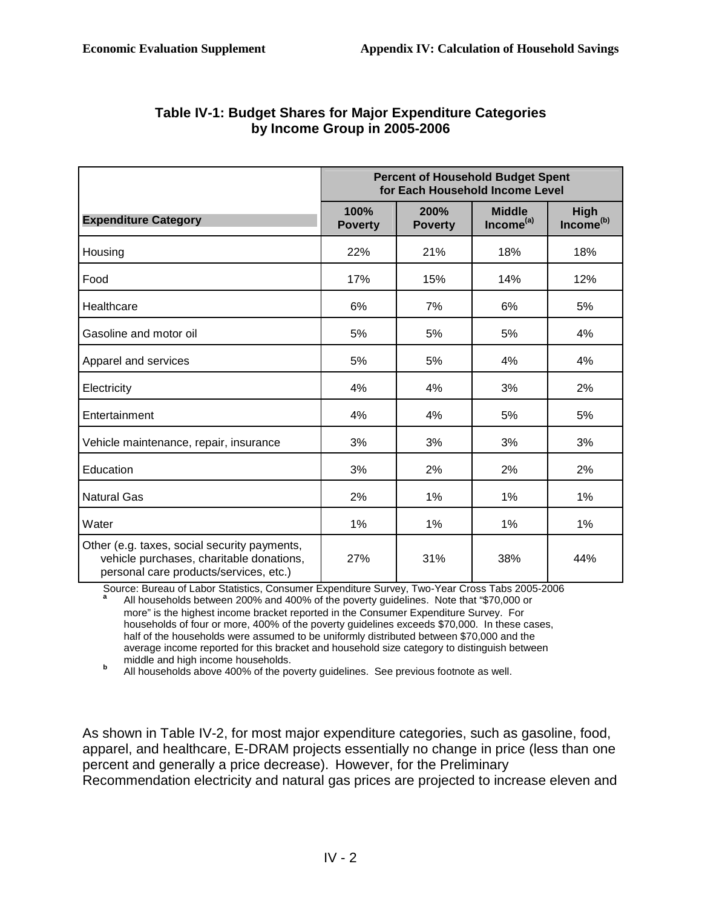**Table IV-1: Budget Shares for Major Expenditure Categories by Income Group in 2005-2006**

| Expenditure Category | Percent of Household Budget Spent for Each Household Income Level | | | |
|---|---|---|---|---|
| | 100% Poverty | 200% Poverty | Middle Income[(a)] | High Income[(b)] |
| Housing | 22% | 21% | 18% | 18% |
| Food | 17% | 15% | 14% | 12% |
| Healthcare | 6% | 7% | 6% | 5% |
| Gasoline and motor oil | 5% | 5% | 5% | 4% |
| Apparel and services | 5% | 5% | 4% | 4% |
| Electricity | 4% | 4% | 3% | 2% |
| Entertainment | 4% | 4% | 5% | 5% |
| Vehicle maintenance, repair, insurance | 3% | 3% | 3% | 3% |
| Education | 3% | 2% | 2% | 2% |
| Natural Gas | 2% | 1% | 1% | 1% |
| Water | 1% | 1% | 1% | 1% |
| Other (e.g. taxes, social security payments, vehicle purchases, charitable donations, personal care products/services, etc.) | 27% | 31% | 38% | 44% |

Source: Bureau of Labor Statistics, Consumer Expenditure Survey, Two-Year Cross Tabs 2005-2006

[a] All households between 200% and 400% of the poverty guidelines. Note that "$70,000 or more" is the highest income bracket reported in the Consumer Expenditure Survey. For households of four or more, 400% of the poverty guidelines exceeds $70,000. In these cases, half of the households were assumed to be uniformly distributed between $70,000 and the average income reported for this bracket and household size category to distinguish between middle and high income households.

[b] All households above 400% of the poverty guidelines. See previous footnote as well.

As shown in Table IV-2, for most major expenditure categories, such as gasoline, food, apparel, and healthcare, E-DRAM projects essentially no change in price (less than one percent and generally a price decrease). However, for the Preliminary Recommendation electricity and natural gas prices are projected to increase eleven and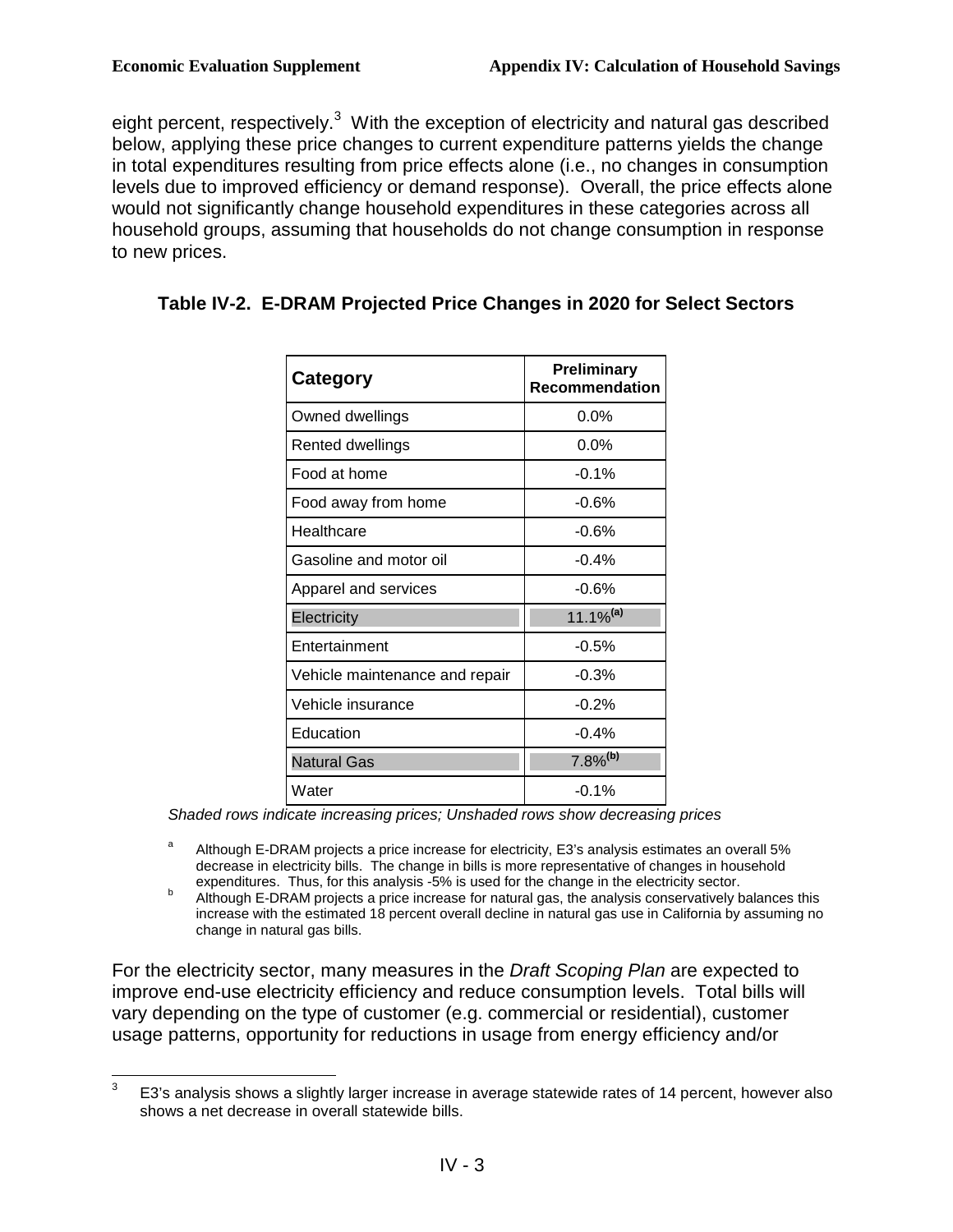eight percent, respectively.[3] With the exception of electricity and natural gas described below, applying these price changes to current expenditure patterns yields the change in total expenditures resulting from price effects alone (i.e., no changes in consumption levels due to improved efficiency or demand response). Overall, the price effects alone would not significantly change household expenditures in these categories across all household groups, assuming that households do not change consumption in response to new prices.

**Table IV-2. E-DRAM Projected Price Changes in 2020 for Select Sectors**

| Category | Preliminary Recommendation |
|---|---|
| Owned dwellings | 0.0% |
| Rented dwellings | 0.0% |
| Food at home | -0.1% |
| Food away from home | -0.6% |
| Healthcare | -0.6% |
| Gasoline and motor oil | -0.4% |
| Apparel and services | -0.6% |
| Electricity | 11.1%[(a)] |
| Entertainment | -0.5% |
| Vehicle maintenance and repair | -0.3% |
| Vehicle insurance | -0.2% |
| Education | -0.4% |
| Natural Gas | 7.8%[(b)] |
| Water | -0.1% |

*Shaded rows indicate increasing prices; Unshaded rows show decreasing prices*

[a] Although E-DRAM projects a price increase for electricity, E3's analysis estimates an overall 5% decrease in electricity bills. The change in bills is more representative of changes in household expenditures. Thus, for this analysis -5% is used for the change in the electricity sector.

[b] Although E-DRAM projects a price increase for natural gas, the analysis conservatively balances this increase with the estimated 18 percent overall decline in natural gas use in California by assuming no change in natural gas bills.

For the electricity sector, many measures in the *Draft Scoping Plan* are expected to improve end-use electricity efficiency and reduce consumption levels. Total bills will vary depending on the type of customer (e.g. commercial or residential), customer usage patterns, opportunity for reductions in usage from energy efficiency and/or

[3] E3's analysis shows a slightly larger increase in average statewide rates of 14 percent, however also shows a net decrease in overall statewide bills.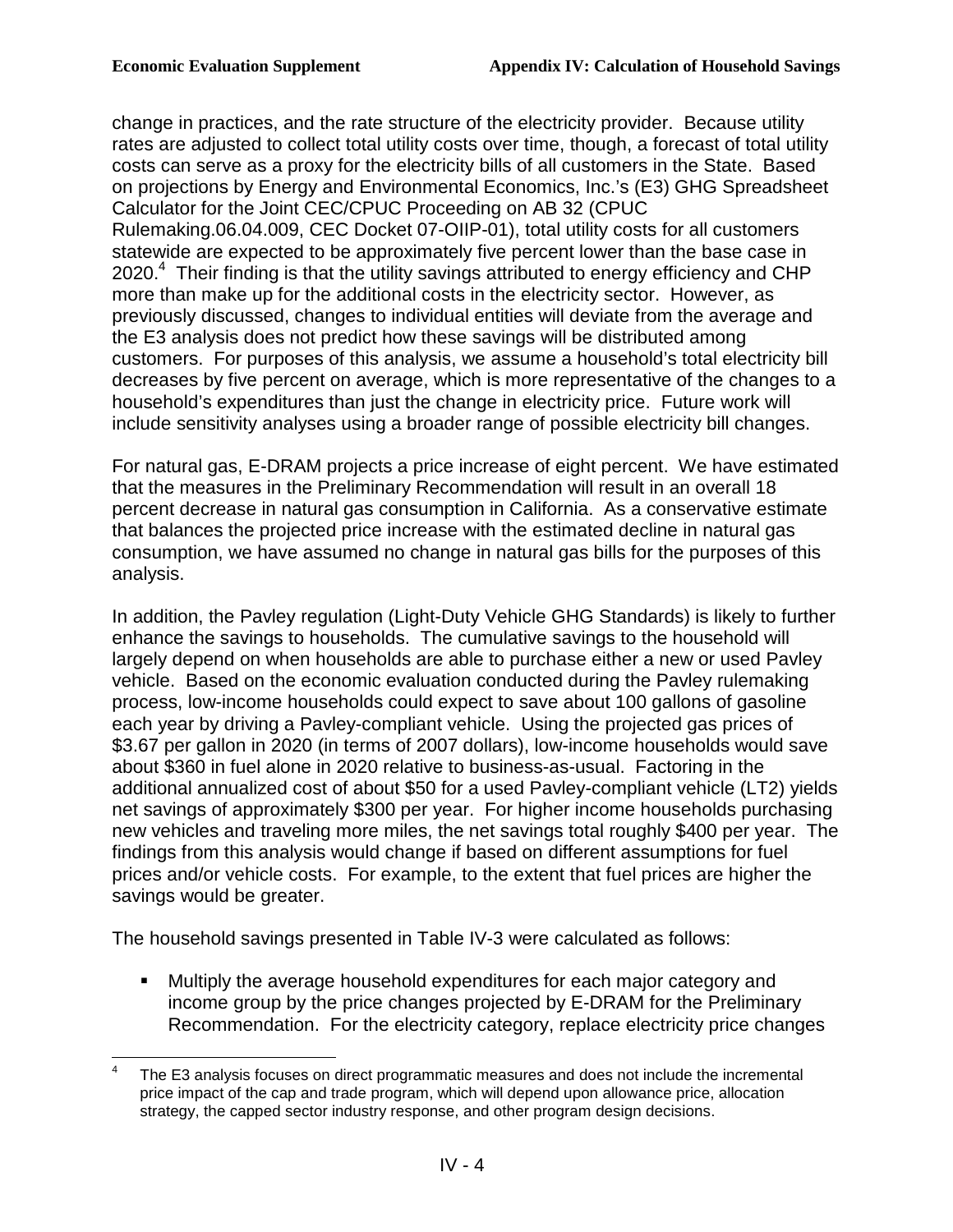change in practices, and the rate structure of the electricity provider. Because utility rates are adjusted to collect total utility costs over time, though, a forecast of total utility costs can serve as a proxy for the electricity bills of all customers in the State. Based on projections by Energy and Environmental Economics, Inc.'s (E3) GHG Spreadsheet Calculator for the Joint CEC/CPUC Proceeding on AB 32 (CPUC Rulemaking.06.04.009, CEC Docket 07-OIIP-01), total utility costs for all customers statewide are expected to be approximately five percent lower than the base case in 2020.[4] Their finding is that the utility savings attributed to energy efficiency and CHP more than make up for the additional costs in the electricity sector. However, as previously discussed, changes to individual entities will deviate from the average and the E3 analysis does not predict how these savings will be distributed among customers. For purposes of this analysis, we assume a household's total electricity bill decreases by five percent on average, which is more representative of the changes to a household's expenditures than just the change in electricity price. Future work will include sensitivity analyses using a broader range of possible electricity bill changes.

For natural gas, E-DRAM projects a price increase of eight percent. We have estimated that the measures in the Preliminary Recommendation will result in an overall 18 percent decrease in natural gas consumption in California. As a conservative estimate that balances the projected price increase with the estimated decline in natural gas consumption, we have assumed no change in natural gas bills for the purposes of this analysis.

In addition, the Pavley regulation (Light-Duty Vehicle GHG Standards) is likely to further enhance the savings to households. The cumulative savings to the household will largely depend on when households are able to purchase either a new or used Pavley vehicle. Based on the economic evaluation conducted during the Pavley rulemaking process, low-income households could expect to save about 100 gallons of gasoline each year by driving a Pavley-compliant vehicle. Using the projected gas prices of $3.67 per gallon in 2020 (in terms of 2007 dollars), low-income households would save about $360 in fuel alone in 2020 relative to business-as-usual. Factoring in the additional annualized cost of about $50 for a used Pavley-compliant vehicle (LT2) yields net savings of approximately $300 per year. For higher income households purchasing new vehicles and traveling more miles, the net savings total roughly $400 per year. The findings from this analysis would change if based on different assumptions for fuel prices and/or vehicle costs. For example, to the extent that fuel prices are higher the savings would be greater.

The household savings presented in Table IV-3 were calculated as follows:

- Multiply the average household expenditures for each major category and income group by the price changes projected by E-DRAM for the Preliminary Recommendation. For the electricity category, replace electricity price changes

[4] The E3 analysis focuses on direct programmatic measures and does not include the incremental price impact of the cap and trade program, which will depend upon allowance price, allocation strategy, the capped sector industry response, and other program design decisions.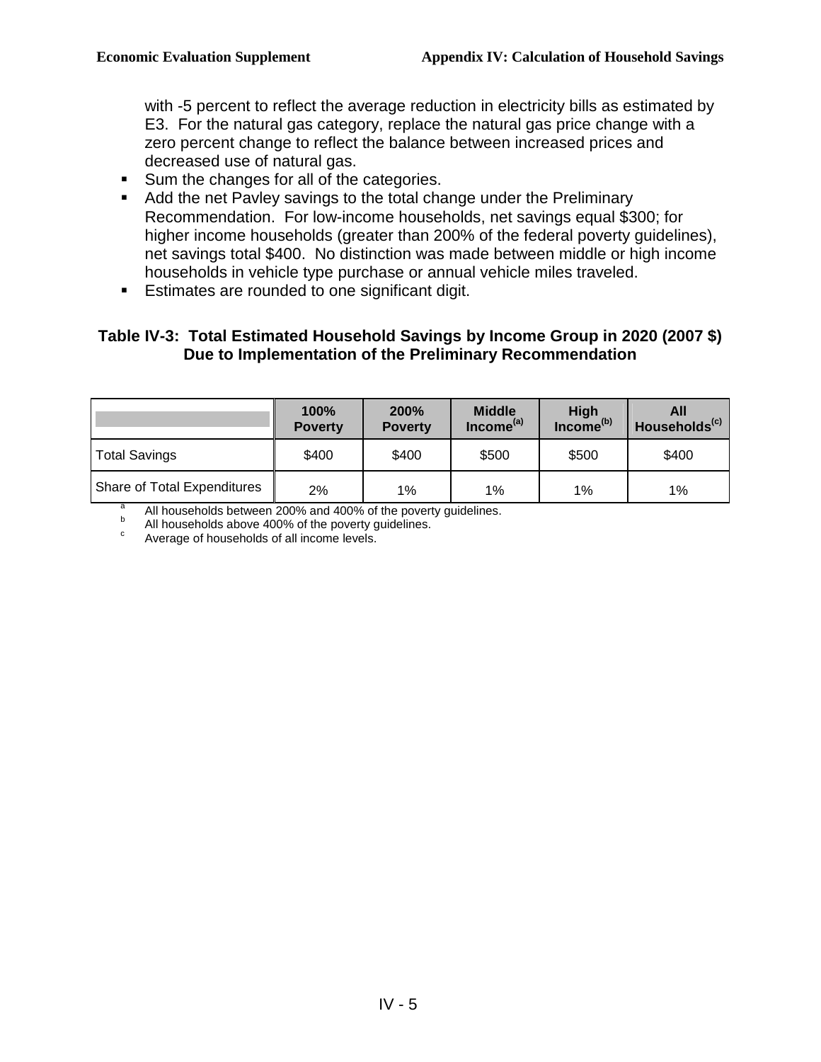with -5 percent to reflect the average reduction in electricity bills as estimated by E3. For the natural gas category, replace the natural gas price change with a zero percent change to reflect the balance between increased prices and decreased use of natural gas.

- Sum the changes for all of the categories.
- Add the net Pavley savings to the total change under the Preliminary Recommendation. For low-income households, net savings equal \$300; for higher income households (greater than 200% of the federal poverty guidelines), net savings total \$400. No distinction was made between middle or high income households in vehicle type purchase or annual vehicle miles traveled.
- Estimates are rounded to one significant digit.

### Table IV-3: Total Estimated Household Savings by Income Group in 2020 (2007 \$) Due to Implementation of the Preliminary Recommendation

| | 100% Poverty | 200% Poverty | Middle Income[(a)] | High Income[(b)] | All Households[(c)] |
|---|---|---|---|---|---|
| Total Savings | \$400 | \$400 | \$500 | \$500 | \$400 |
| Share of Total Expenditures | 2% | 1% | 1% | 1% | 1% |

[a] All households between 200% and 400% of the poverty guidelines.
[b] All households above 400% of the poverty guidelines.
[c] Average of households of all income levels.